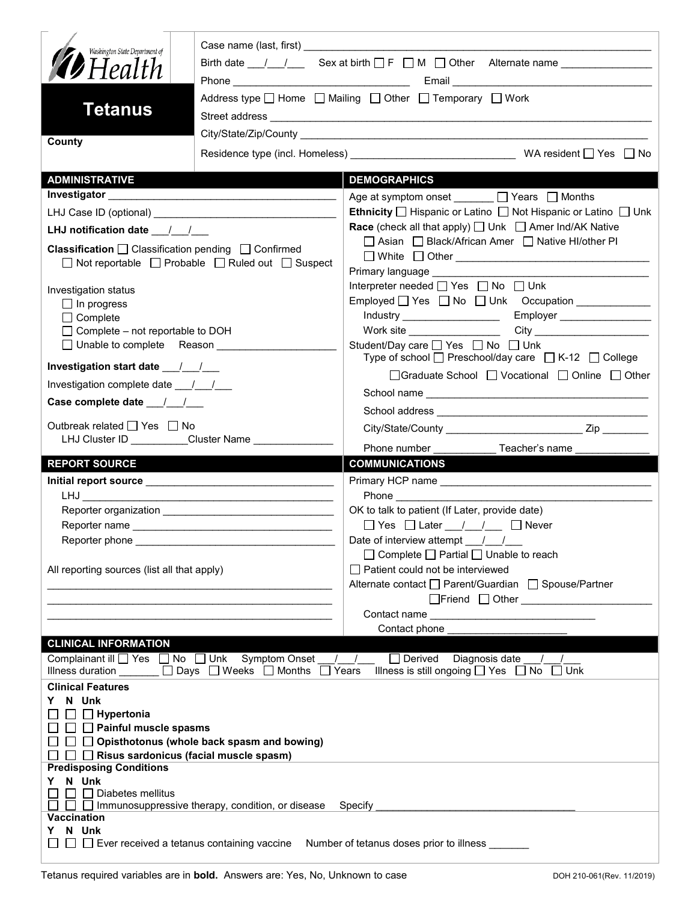Washington State Department of Health

# Tetanus

County

Case name (last, first) ___________________________________________

Birth date ___/___/___ Sex at birth ☐ F ☐ M ☐ Other Alternate name _______________

Phone ______________________________ Email ___________________________________

Address type ☐ Home ☐ Mailing ☐ Other ☐ Temporary ☐ Work

Street address ___________________________________________

City/State/Zip/County ___________________________________________

Residence type (incl. Homeless) ____________________________ WA resident ☐ Yes ☐ No

## ADMINISTRATIVE

**Investigator** ______________________________________

LHJ Case ID (optional) ______________________________

**LHJ notification date** ___/___/___

**Classification** ☐ Classification pending ☐ Confirmed ☐ Not reportable ☐ Probable ☐ Ruled out ☐ Suspect

Investigation status
- ☐ In progress
- ☐ Complete
- ☐ Complete – not reportable to DOH
- ☐ Unable to complete Reason ____________________

**Investigation start date** ___/___/___

Investigation complete date ___/___/___

**Case complete date** ___/___/___

Outbreak related ☐ Yes ☐ No
LHJ Cluster ID __________Cluster Name ______________

## DEMOGRAPHICS

Age at symptom onset _______ ☐ Years ☐ Months

**Ethnicity** ☐ Hispanic or Latino ☐ Not Hispanic or Latino ☐ Unk

**Race** (check all that apply) ☐ Unk ☐ Amer Ind/AK Native ☐ Asian ☐ Black/African Amer ☐ Native HI/other PI ☐ White ☐ Other ______________________________

Primary language ______________________________

Interpreter needed ☐ Yes ☐ No ☐ Unk

Employed ☐ Yes ☐ No ☐ Unk Occupation _____________
Industry _________________ Employer ________________
Work site ________________ City ____________________

Student/Day care ☐ Yes ☐ No ☐ Unk
Type of school ☐ Preschool/day care ☐ K-12 ☐ College ☐ Graduate School ☐ Vocational ☐ Online ☐ Other
School name ______________________________________
School address ____________________________________
City/State/County _______________________ Zip ________
Phone number ___________ Teacher's name _____________

## REPORT SOURCE

**Initial report source** ______________________________
LHJ ______________________________________________
Reporter organization _______________________________
Reporter name ____________________________________
Reporter phone ____________________________________

All reporting sources (list all that apply)
______________________________________________
______________________________________________
______________________________________________

## COMMUNICATIONS

Primary HCP name _________________________________
Phone ______________________________________________

OK to talk to patient (If Later, provide date)
☐ Yes ☐ Later ___/___/___ ☐ Never

Date of interview attempt ___/___/___
☐ Complete ☐ Partial ☐ Unable to reach

☐ Patient could not be interviewed

Alternate contact ☐ Parent/Guardian ☐ Spouse/Partner ☐ Friend ☐ Other ______________________
Contact name _____________________________
Contact phone _____________________

## CLINICAL INFORMATION

Complainant ill ☐ Yes ☐ No ☐ Unk Symptom Onset ___/___/___ ☐ Derived Diagnosis date ___/___/___
Illness duration _______ ☐ Days ☐ Weeks ☐ Months ☐ Years Illness is still ongoing ☐ Yes ☐ No ☐ Unk

**Clinical Features**

Y N Unk
- ☐ ☐ ☐ **Hypertonia**
- ☐ ☐ ☐ **Painful muscle spasms**
- ☐ ☐ ☐ **Opisthotonus (whole back spasm and bowing)**
- ☐ ☐ ☐ **Risus sardonicus (facial muscle spasm)**

**Predisposing Conditions**

Y N Unk
- ☐ ☐ ☐ Diabetes mellitus
- ☐ ☐ ☐ Immunosuppressive therapy, condition, or disease Specify ______________________________

**Vaccination**

Y N Unk
- ☐ ☐ ☐ Ever received a tetanus containing vaccine Number of tetanus doses prior to illness _______

Tetanus required variables are in **bold**. Answers are: Yes, No, Unknown to case

DOH 210-061(Rev. 11/2019)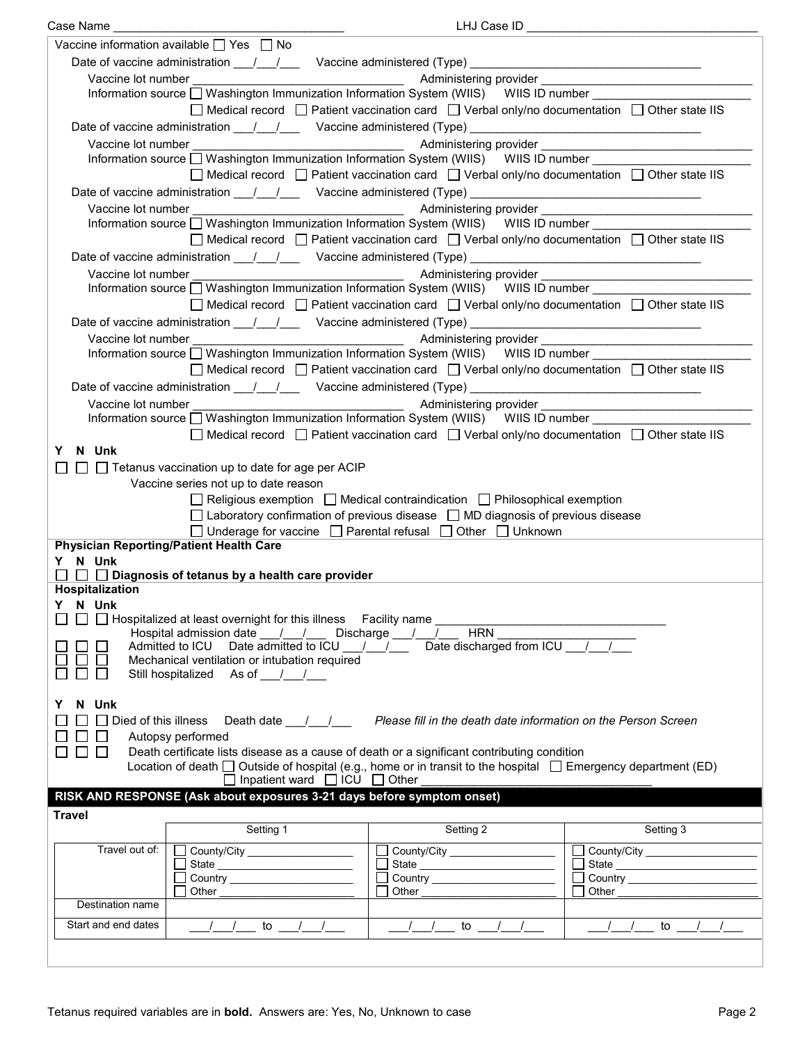Case Name ___________________________________ LHJ Case ID ___________________________________

Vaccine information available ☐ Yes ☐ No

Date of vaccine administration ___/___/___ Vaccine administered (Type) ___________________________________

Vaccine lot number ________________________________ Administering provider ________________________________

Information source ☐ Washington Immunization Information System (WIIS) WIIS ID number ________________________

☐ Medical record ☐ Patient vaccination card ☐ Verbal only/no documentation ☐ Other state IIS

Date of vaccine administration ___/___/___ Vaccine administered (Type) ___________________________________

Vaccine lot number ________________________________ Administering provider ________________________________

Information source ☐ Washington Immunization Information System (WIIS) WIIS ID number ________________________

☐ Medical record ☐ Patient vaccination card ☐ Verbal only/no documentation ☐ Other state IIS

Date of vaccine administration ___/___/___ Vaccine administered (Type) ___________________________________

Vaccine lot number ________________________________ Administering provider ________________________________

Information source ☐ Washington Immunization Information System (WIIS) WIIS ID number ________________________

☐ Medical record ☐ Patient vaccination card ☐ Verbal only/no documentation ☐ Other state IIS

Date of vaccine administration ___/___/___ Vaccine administered (Type) ___________________________________

Vaccine lot number ________________________________ Administering provider ________________________________

Information source ☐ Washington Immunization Information System (WIIS) WIIS ID number ________________________

☐ Medical record ☐ Patient vaccination card ☐ Verbal only/no documentation ☐ Other state IIS

Date of vaccine administration ___/___/___ Vaccine administered (Type) ___________________________________

Vaccine lot number ________________________________ Administering provider ________________________________

Information source ☐ Washington Immunization Information System (WIIS) WIIS ID number ________________________

☐ Medical record ☐ Patient vaccination card ☐ Verbal only/no documentation ☐ Other state IIS

Date of vaccine administration ___/___/___ Vaccine administered (Type) ___________________________________

Vaccine lot number ________________________________ Administering provider ________________________________

Information source ☐ Washington Immunization Information System (WIIS) WIIS ID number ________________________

☐ Medical record ☐ Patient vaccination card ☐ Verbal only/no documentation ☐ Other state IIS

Y N Unk

☐ ☐ ☐ Tetanus vaccination up to date for age per ACIP

Vaccine series not up to date reason

☐ Religious exemption ☐ Medical contraindication ☐ Philosophical exemption

☐ Laboratory confirmation of previous disease ☐ MD diagnosis of previous disease

☐ Underage for vaccine ☐ Parental refusal ☐ Other ☐ Unknown

**Physician Reporting/Patient Health Care**

Y N Unk

☐ ☐ ☐ **Diagnosis of tetanus by a health care provider**

**Hospitalization**

Y N Unk

☐ ☐ ☐ Hospitalized at least overnight for this illness Facility name ___________________________________

Hospital admission date ___/___/___ Discharge ___/___/___ HRN ____________________

☐ ☐ ☐ Admitted to ICU Date admitted to ICU ___/___/___ Date discharged from ICU ___/___/___

☐ ☐ ☐ Mechanical ventilation or intubation required

☐ ☐ ☐ Still hospitalized As of ___/___/___

Y N Unk

☐ ☐ ☐ Died of this illness Death date ___/___/___ *Please fill in the death date information on the Person Screen*

☐ ☐ ☐ Autopsy performed

☐ ☐ ☐ Death certificate lists disease as a cause of death or a significant contributing condition

Location of death ☐ Outside of hospital (e.g., home or in transit to the hospital ☐ Emergency department (ED)

☐ Inpatient ward ☐ ICU ☐ Other ___________________________________

## RISK AND RESPONSE (Ask about exposures 3-21 days before symptom onset)

**Travel**

| | Setting 1 | Setting 2 | Setting 3 |
|---|---|---|---|
| Travel out of: | ☐ County/City ________ ☐ State ________ ☐ Country ________ ☐ Other ________ | ☐ County/City ________ ☐ State ________ ☐ Country ________ ☐ Other ________ | ☐ County/City ________ ☐ State ________ ☐ Country ________ ☐ Other ________ |
| Destination name | | | |
| Start and end dates | ___/___/___ to ___/___/___ | ___/___/___ to ___/___/___ | ___/___/___ to ___/___/___ |

Tetanus required variables are in **bold.** Answers are: Yes, No, Unknown to case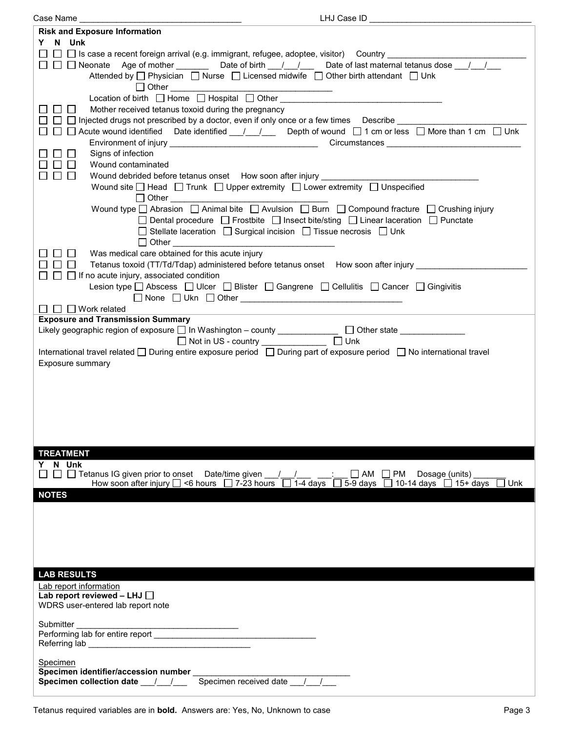Case Name ___________________________________ LHJ Case ID ___________________________________

## Risk and Exposure Information

Y N Unk

- ☐ ☐ ☐ Is case a recent foreign arrival (e.g. immigrant, refugee, adoptee, visitor) Country ______________________________
- ☐ ☐ ☐ Neonate Age of mother _______ Date of birth ___/___/___ Date of last maternal tetanus dose ___/___/___
  - Attended by ☐ Physician ☐ Nurse ☐ Licensed midwife ☐ Other birth attendant ☐ Unk
  - ☐ Other ___________________________________
  - Location of birth ☐ Home ☐ Hospital ☐ Other ___________________________________
- ☐ ☐ ☐ Mother received tetanus toxoid during the pregnancy
- ☐ ☐ ☐ Injected drugs not prescribed by a doctor, even if only once or a few times Describe ___________________________
- ☐ ☐ ☐ Acute wound identified Date identified ___/___/___ Depth of wound ☐ 1 cm or less ☐ More than 1 cm ☐ Unk
  - Environment of injury ________________________________ Circumstances _____________________________
- ☐ ☐ ☐ Signs of infection
- ☐ ☐ ☐ Wound contaminated
- ☐ ☐ ☐ Wound debrided before tetanus onset How soon after injury __________________________________
  - Wound site ☐ Head ☐ Trunk ☐ Upper extremity ☐ Lower extremity ☐ Unspecified
  - ☐ Other __________________________________
  - Wound type ☐ Abrasion ☐ Animal bite ☐ Avulsion ☐ Burn ☐ Compound fracture ☐ Crushing injury
  - ☐ Dental procedure ☐ Frostbite ☐ Insect bite/sting ☐ Linear laceration ☐ Punctate
  - ☐ Stellate laceration ☐ Surgical incision ☐ Tissue necrosis ☐ Unk
  - ☐ Other ___________________________________
- ☐ ☐ ☐ Was medical care obtained for this acute injury
- ☐ ☐ ☐ Tetanus toxoid (TT/Td/Tdap) administered before tetanus onset How soon after injury ________________________
- ☐ ☐ ☐ If no acute injury, associated condition
  - Lesion type ☐ Abscess ☐ Ulcer ☐ Blister ☐ Gangrene ☐ Cellulitis ☐ Cancer ☐ Gingivitis
  - ☐ None ☐ Ukn ☐ Other ___________________________________
- ☐ ☐ ☐ Work related

## Exposure and Transmission Summary

Likely geographic region of exposure ☐ In Washington – county _____________ ☐ Other state ______________

☐ Not in US - country ______________ ☐ Unk

International travel related ☐ During entire exposure period ☐ During part of exposure period ☐ No international travel

Exposure summary

## TREATMENT

Y N Unk

☐ ☐ ☐ Tetanus IG given prior to onset Date/time given ___/___/___ ___:___ ☐ AM ☐ PM Dosage (units) _______

How soon after injury ☐ <6 hours ☐ 7-23 hours ☐ 1-4 days ☐ 5-9 days ☐ 10-14 days ☐ 15+ days ☐ Unk

## NOTES

## LAB RESULTS

Lab report information

**Lab report reviewed – LHJ** ☐

WDRS user-entered lab report note

Submitter ___________________________________

Performing lab for entire report ___________________________________

Referring lab ___________________________________

Specimen

**Specimen identifier/accession number** ___________________________________

**Specimen collection date** ___/___/___ Specimen received date ___/___/___

Tetanus required variables are in **bold**. Answers are: Yes, No, Unknown to case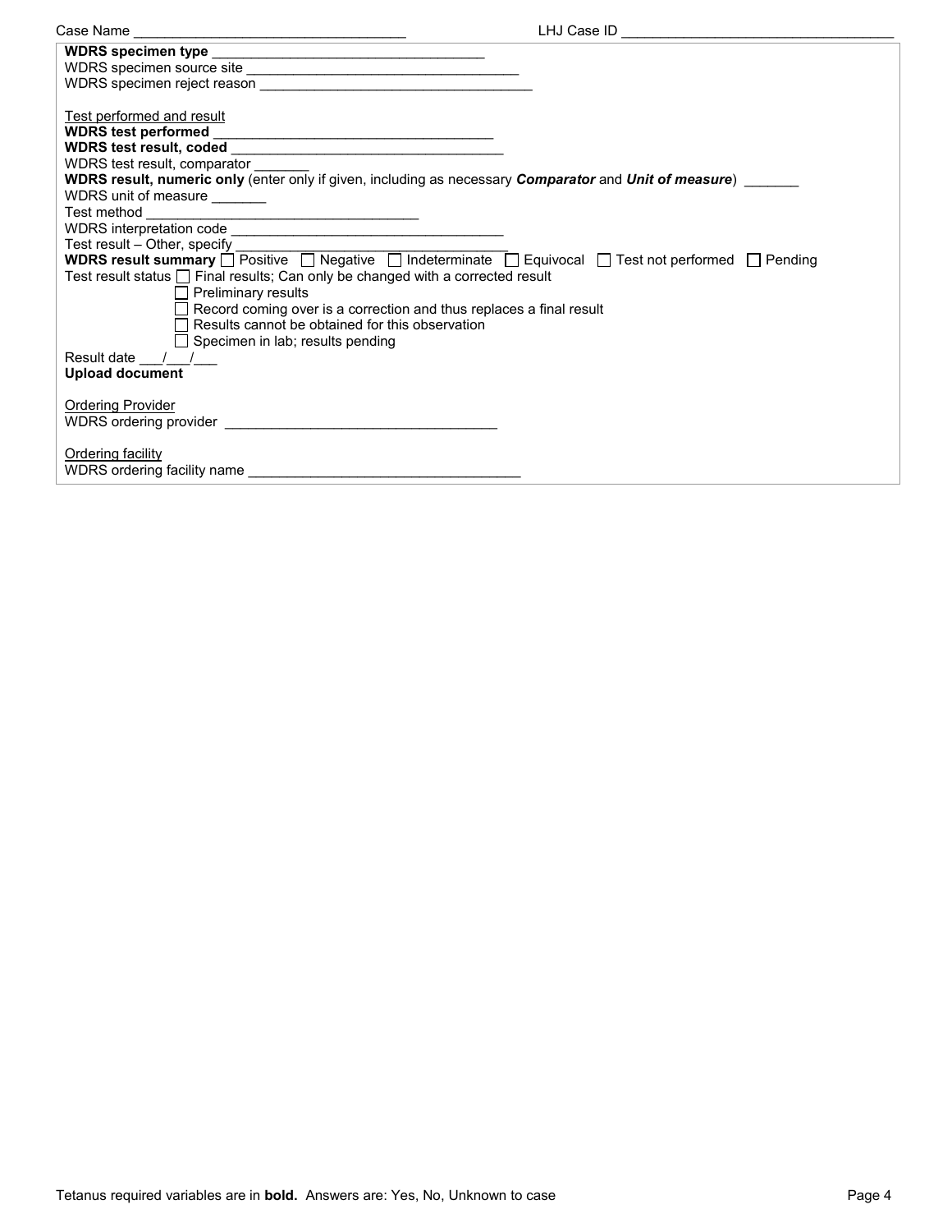Case Name ___________________________________ LHJ Case ID ___________________________________

**WDRS specimen type** ___________________________________

WDRS specimen source site ___________________________________

WDRS specimen reject reason ___________________________________

Test performed and result

**WDRS test performed** ___________________________________

**WDRS test result, coded** ___________________________________

WDRS test result, comparator _______

**WDRS result, numeric only** (enter only if given, including as necessary ***Comparator*** and ***Unit of measure***) _______

WDRS unit of measure _______

Test method ___________________________________

WDRS interpretation code ___________________________________

Test result – Other, specify ___________________________________

**WDRS result summary** ☐ Positive ☐ Negative ☐ Indeterminate ☐ Equivocal ☐ Test not performed ☐ Pending

Test result status ☐ Final results; Can only be changed with a corrected result
☐ Preliminary results
☐ Record coming over is a correction and thus replaces a final result
☐ Results cannot be obtained for this observation
☐ Specimen in lab; results pending

Result date ___/___/___

**Upload document**

Ordering Provider

WDRS ordering provider ___________________________________

Ordering facility

WDRS ordering facility name ___________________________________

Tetanus required variables are in **bold.** Answers are: Yes, No, Unknown to case